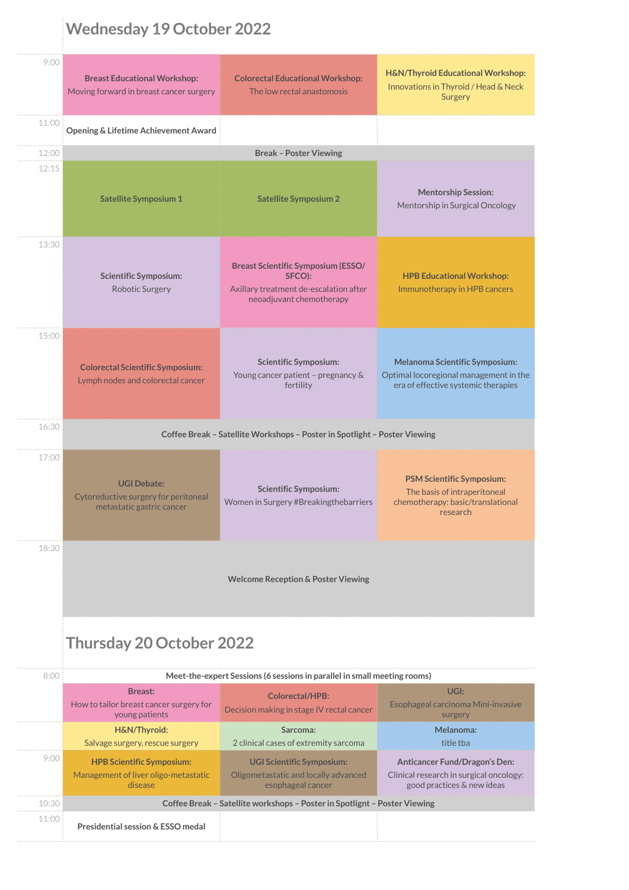# Wednesday 19 October 2022

| Time | | | |
|---|---|---|---|
| 9:00 | **Breast Educational Workshop:** Moving forward in breast cancer surgery | **Colorectal Educational Workshop:** The low rectal anastomosis | **H&N/Thyroid Educational Workshop:** Innovations in Thyroid / Head & Neck Surgery |
| 11:00 | **Opening & Lifetime Achievement Award** | | |
| 12:00 | **Break – Poster Viewing** | | |
| 12:15 | **Satellite Symposium 1** | **Satellite Symposium 2** | **Mentorship Session:** Mentorship in Surgical Oncology |
| 13:30 | **Scientific Symposium:** Robotic Surgery | **Breast Scientific Symposium (ESSO/ SFCO):** Axillary treatment de-escalation after neoadjuvant chemotherapy | **HPB Educational Workshop:** Immunotherapy in HPB cancers |
| 15:00 | **Colorectal Scientific Symposium:** Lymph nodes and colorectal cancer | **Scientific Symposium:** Young cancer patient – pregnancy & fertility | **Melanoma Scientific Symposium:** Optimal locoregional management in the era of effective systemic therapies |
| 16:30 | **Coffee Break – Satellite Workshops – Poster in Spotlight – Poster Viewing** | | |
| 17:00 | **UGI Debate:** Cytoreductive surgery for peritoneal metastatic gastric cancer | **Scientific Symposium:** Women in Surgery #Breakingthebarriers | **PSM Scientific Symposium:** The basis of intraperitoneal chemotherapy: basic/translational research |
| 18:30 | **Welcome Reception & Poster Viewing** | | |

# Thursday 20 October 2022

| Time | | | |
|---|---|---|---|
| 8:00 | **Meet-the-expert Sessions (6 sessions in parallel in small meeting rooms)** | | |
| | **Breast:** How to tailor breast cancer surgery for young patients | **Colorectal/HPB:** Decision making in stage IV rectal cancer | **UGI:** Esophageal carcinoma Mini-invasive surgery |
| | **H&N/Thyroid:** Salvage surgery, rescue surgery | **Sarcoma:** 2 clinical cases of extremity sarcoma | **Melanoma:** title tba |
| 9:00 | **HPB Scientific Symposium:** Management of liver oligo-metastatic disease | **UGI Scientific Symposium:** Oligometastatic and locally advanced esophageal cancer | **Anticancer Fund/Dragon's Den:** Clinical research in surgical oncology: good practices & new ideas |
| 10:30 | **Coffee Break – Satellite workshops – Poster in Spotlight – Poster Viewing** | | |
| 11:00 | **Presidential session & ESSO medal** | | |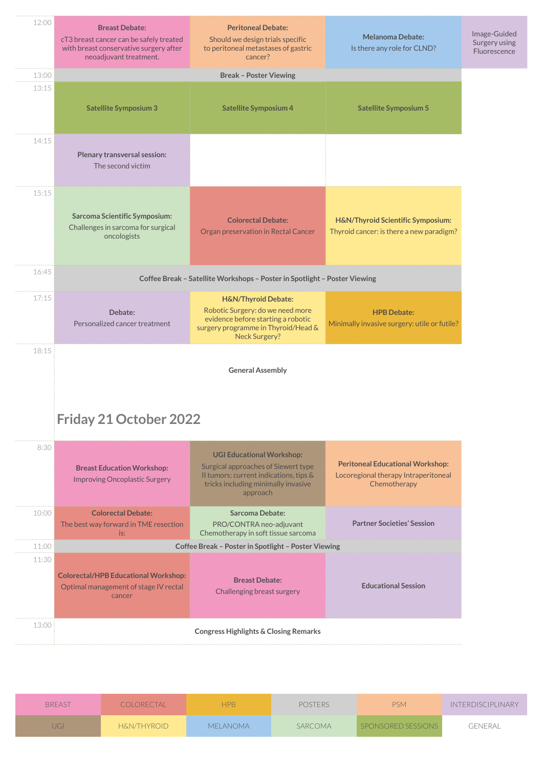| Time | | | | |
|---|---|---|---|---|
| 12:00 | **Breast Debate:** cT3 breast cancer can be safely treated with breast conservative surgery after neoadjuvant treatment. | **Peritoneal Debate:** Should we design trials specific to peritoneal metastases of gastric cancer? | **Melanoma Debate:** Is there any role for CLND? | Image-Guided Surgery using Fluorescence |
| 13:00 | **Break – Poster Viewing** | | | |
| 13:15 | **Satellite Symposium 3** | **Satellite Symposium 4** | **Satellite Symposium 5** | |
| 14:15 | **Plenary transversal session:** The second victim | | | |
| 15:15 | **Sarcoma Scientific Symposium:** Challenges in sarcoma for surgical oncologists | **Colorectal Debate:** Organ preservation in Rectal Cancer | **H&N/Thyroid Scientific Symposium:** Thyroid cancer: is there a new paradigm? | |
| 16:45 | **Coffee Break – Satellite Workshops – Poster in Spotlight – Poster Viewing** | | | |
| 17:15 | **Debate:** Personalized cancer treatment | **H&N/Thyroid Debate:** Robotic Surgery: do we need more evidence before starting a robotic surgery programme in Thyroid/Head & Neck Surgery? | **HPB Debate:** Minimally invasive surgery: utile or futile? | |
| 18:15 | **General Assembly** | | | |

## Friday 21 October 2022

| Time | | | |
|---|---|---|---|
| 8:30 | **Breast Education Workshop:** Improving Oncoplastic Surgery | **UGI Educational Workshop:** Surgical approaches of Siewert type II tumors: current indications, tips & tricks including minimally invasive approach | **Peritoneal Educational Workshop:** Locoregional therapy Intraperitoneal Chemotherapy |
| 10:00 | **Colorectal Debate:** The best way forward in TME resection is: | **Sarcoma Debate:** PRO/CONTRA neo-adjuvant Chemotherapy in soft tissue sarcoma | **Partner Societies' Session** |
| 11:00 | **Coffee Break – Poster in Spotlight – Poster Viewing** | | |
| 11:30 | **Colorectal/HPB Educational Workshop:** Optimal management of stage IV rectal cancer | **Breast Debate:** Challenging breast surgery | **Educational Session** |
| 13:00 | **Congress Highlights & Closing Remarks** | | |

| | | | | | |
|---|---|---|---|---|---|
| BREAST | COLORECTAL | HPB | POSTERS | PSM | INTERDISCIPLINARY |
| UGI | H&N/THYROID | MELANOMA | SARCOMA | SPONSORED SESSIONS | GENERAL |